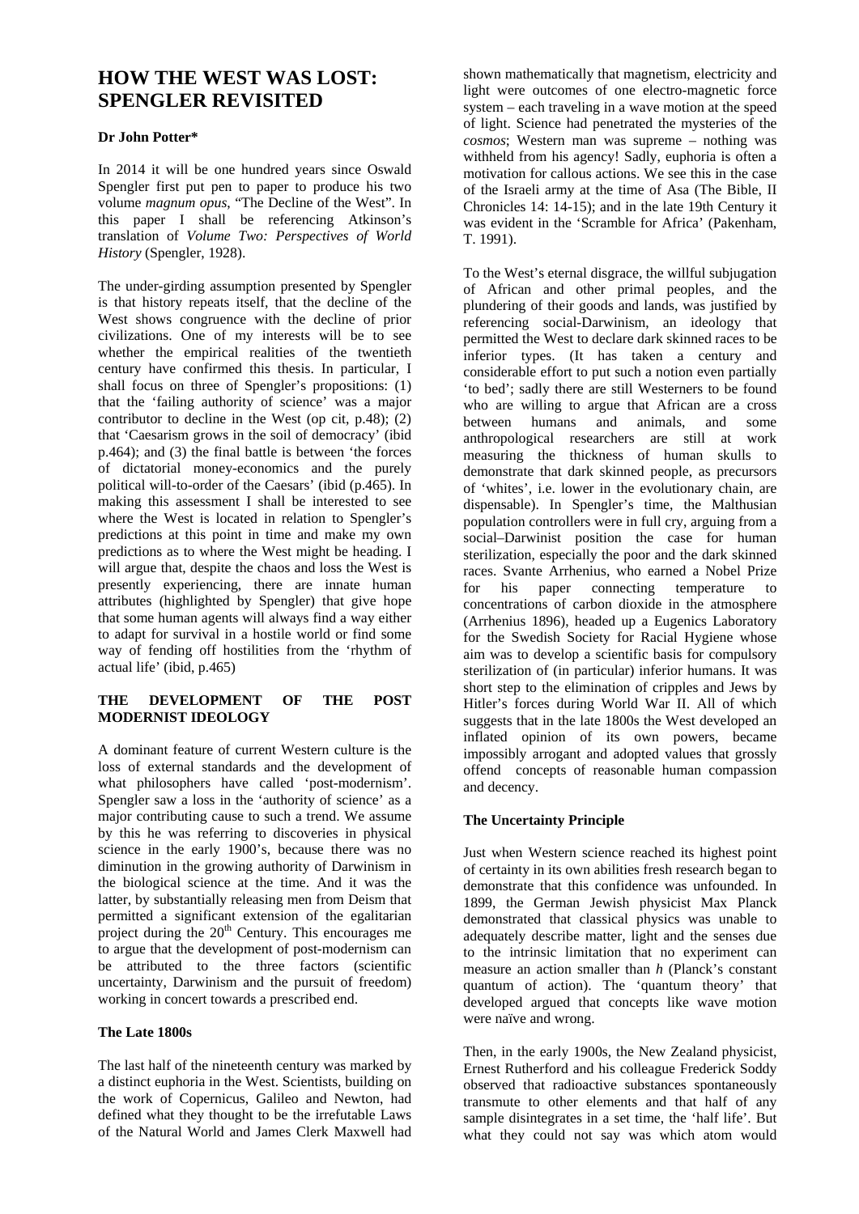# HOW THE WEST WAS LOST: SPENGLER REVISITED

**Dr John Potter***

In 2014 it will be one hundred years since Oswald Spengler first put pen to paper to produce his two volume *magnum opus*, "The Decline of the West". In this paper I shall be referencing Atkinson's translation of *Volume Two: Perspectives of World History* (Spengler, 1928).

The under-girding assumption presented by Spengler is that history repeats itself, that the decline of the West shows congruence with the decline of prior civilizations. One of my interests will be to see whether the empirical realities of the twentieth century have confirmed this thesis. In particular, I shall focus on three of Spengler's propositions: (1) that the 'failing authority of science' was a major contributor to decline in the West (op cit, p.48); (2) that 'Caesarism grows in the soil of democracy' (ibid p.464); and (3) the final battle is between 'the forces of dictatorial money-economics and the purely political will-to-order of the Caesars' (ibid (p.465). In making this assessment I shall be interested to see where the West is located in relation to Spengler's predictions at this point in time and make my own predictions as to where the West might be heading. I will argue that, despite the chaos and loss the West is presently experiencing, there are innate human attributes (highlighted by Spengler) that give hope that some human agents will always find a way either to adapt for survival in a hostile world or find some way of fending off hostilities from the 'rhythm of actual life' (ibid, p.465)

## THE DEVELOPMENT OF THE POST MODERNIST IDEOLOGY

A dominant feature of current Western culture is the loss of external standards and the development of what philosophers have called 'post-modernism'. Spengler saw a loss in the 'authority of science' as a major contributing cause to such a trend. We assume by this he was referring to discoveries in physical science in the early 1900's, because there was no diminution in the growing authority of Darwinism in the biological science at the time. And it was the latter, by substantially releasing men from Deism that permitted a significant extension of the egalitarian project during the 20th Century. This encourages me to argue that the development of post-modernism can be attributed to the three factors (scientific uncertainty, Darwinism and the pursuit of freedom) working in concert towards a prescribed end.

### The Late 1800s

The last half of the nineteenth century was marked by a distinct euphoria in the West. Scientists, building on the work of Copernicus, Galileo and Newton, had defined what they thought to be the irrefutable Laws of the Natural World and James Clerk Maxwell had shown mathematically that magnetism, electricity and light were outcomes of one electro-magnetic force system – each traveling in a wave motion at the speed of light. Science had penetrated the mysteries of the *cosmos*; Western man was supreme – nothing was withheld from his agency! Sadly, euphoria is often a motivation for callous actions. We see this in the case of the Israeli army at the time of Asa (The Bible, II Chronicles 14: 14-15); and in the late 19th Century it was evident in the 'Scramble for Africa' (Pakenham, T. 1991).

To the West's eternal disgrace, the willful subjugation of African and other primal peoples, and the plundering of their goods and lands, was justified by referencing social-Darwinism, an ideology that permitted the West to declare dark skinned races to be inferior types. (It has taken a century and considerable effort to put such a notion even partially 'to bed'; sadly there are still Westerners to be found who are willing to argue that African are a cross between humans and animals, and some anthropological researchers are still at work measuring the thickness of human skulls to demonstrate that dark skinned people, as precursors of 'whites', i.e. lower in the evolutionary chain, are dispensable). In Spengler's time, the Malthusian population controllers were in full cry, arguing from a social–Darwinist position the case for human sterilization, especially the poor and the dark skinned races. Svante Arrhenius, who earned a Nobel Prize for his paper connecting temperature to concentrations of carbon dioxide in the atmosphere (Arrhenius 1896), headed up a Eugenics Laboratory for the Swedish Society for Racial Hygiene whose aim was to develop a scientific basis for compulsory sterilization of (in particular) inferior humans. It was short step to the elimination of cripples and Jews by Hitler's forces during World War II. All of which suggests that in the late 1800s the West developed an inflated opinion of its own powers, became impossibly arrogant and adopted values that grossly offend concepts of reasonable human compassion and decency.

### The Uncertainty Principle

Just when Western science reached its highest point of certainty in its own abilities fresh research began to demonstrate that this confidence was unfounded. In 1899, the German Jewish physicist Max Planck demonstrated that classical physics was unable to adequately describe matter, light and the senses due to the intrinsic limitation that no experiment can measure an action smaller than $h$ (Planck's constant quantum of action). The 'quantum theory' that developed argued that concepts like wave motion were naïve and wrong.

Then, in the early 1900s, the New Zealand physicist, Ernest Rutherford and his colleague Frederick Soddy observed that radioactive substances spontaneously transmute to other elements and that half of any sample disintegrates in a set time, the 'half life'. But what they could not say was which atom would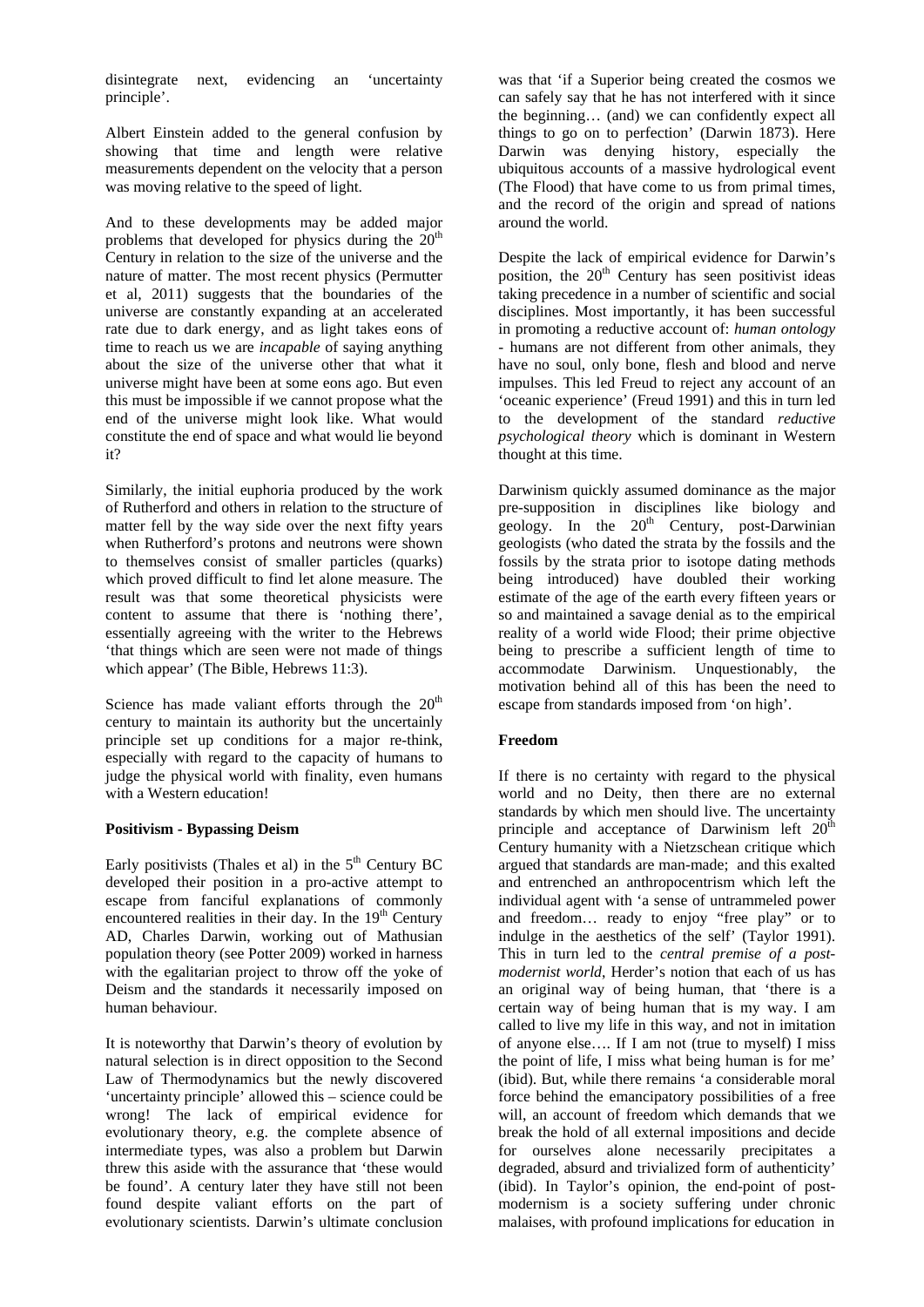disintegrate next, evidencing an 'uncertainty principle'.

Albert Einstein added to the general confusion by showing that time and length were relative measurements dependent on the velocity that a person was moving relative to the speed of light.

And to these developments may be added major problems that developed for physics during the 20th Century in relation to the size of the universe and the nature of matter. The most recent physics (Permutter et al, 2011) suggests that the boundaries of the universe are constantly expanding at an accelerated rate due to dark energy, and as light takes eons of time to reach us we are *incapable* of saying anything about the size of the universe other that what it universe might have been at some eons ago. But even this must be impossible if we cannot propose what the end of the universe might look like. What would constitute the end of space and what would lie beyond it?

Similarly, the initial euphoria produced by the work of Rutherford and others in relation to the structure of matter fell by the way side over the next fifty years when Rutherford's protons and neutrons were shown to themselves consist of smaller particles (quarks) which proved difficult to find let alone measure. The result was that some theoretical physicists were content to assume that there is 'nothing there', essentially agreeing with the writer to the Hebrews 'that things which are seen were not made of things which appear' (The Bible, Hebrews 11:3).

Science has made valiant efforts through the 20th century to maintain its authority but the uncertainly principle set up conditions for a major re-think, especially with regard to the capacity of humans to judge the physical world with finality, even humans with a Western education!

## Positivism - Bypassing Deism

Early positivists (Thales et al) in the 5th Century BC developed their position in a pro-active attempt to escape from fanciful explanations of commonly encountered realities in their day. In the 19th Century AD, Charles Darwin, working out of Mathusian population theory (see Potter 2009) worked in harness with the egalitarian project to throw off the yoke of Deism and the standards it necessarily imposed on human behaviour.

It is noteworthy that Darwin's theory of evolution by natural selection is in direct opposition to the Second Law of Thermodynamics but the newly discovered 'uncertainty principle' allowed this – science could be wrong! The lack of empirical evidence for evolutionary theory, e.g. the complete absence of intermediate types, was also a problem but Darwin threw this aside with the assurance that 'these would be found'. A century later they have still not been found despite valiant efforts on the part of evolutionary scientists. Darwin's ultimate conclusion was that 'if a Superior being created the cosmos we can safely say that he has not interfered with it since the beginning… (and) we can confidently expect all things to go on to perfection' (Darwin 1873). Here Darwin was denying history, especially the ubiquitous accounts of a massive hydrological event (The Flood) that have come to us from primal times, and the record of the origin and spread of nations around the world.

Despite the lack of empirical evidence for Darwin's position, the 20th Century has seen positivist ideas taking precedence in a number of scientific and social disciplines. Most importantly, it has been successful in promoting a reductive account of: *human ontology* - humans are not different from other animals, they have no soul, only bone, flesh and blood and nerve impulses. This led Freud to reject any account of an 'oceanic experience' (Freud 1991) and this in turn led to the development of the standard *reductive psychological theory* which is dominant in Western thought at this time.

Darwinism quickly assumed dominance as the major pre-supposition in disciplines like biology and geology. In the 20th Century, post-Darwinian geologists (who dated the strata by the fossils and the fossils by the strata prior to isotope dating methods being introduced) have doubled their working estimate of the age of the earth every fifteen years or so and maintained a savage denial as to the empirical reality of a world wide Flood; their prime objective being to prescribe a sufficient length of time to accommodate Darwinism. Unquestionably, the motivation behind all of this has been the need to escape from standards imposed from 'on high'.

## Freedom

If there is no certainty with regard to the physical world and no Deity, then there are no external standards by which men should live. The uncertainty principle and acceptance of Darwinism left 20th Century humanity with a Nietzschean critique which argued that standards are man-made; and this exalted and entrenched an anthropocentrism which left the individual agent with 'a sense of untrammeled power and freedom… ready to enjoy "free play" or to indulge in the aesthetics of the self' (Taylor 1991). This in turn led to the *central premise of a post-modernist world*, Herder's notion that each of us has an original way of being human, that 'there is a certain way of being human that is my way. I am called to live my life in this way, and not in imitation of anyone else…. If I am not (true to myself) I miss the point of life, I miss what being human is for me' (ibid). But, while there remains 'a considerable moral force behind the emancipatory possibilities of a free will, an account of freedom which demands that we break the hold of all external impositions and decide for ourselves alone necessarily precipitates a degraded, absurd and trivialized form of authenticity' (ibid). In Taylor's opinion, the end-point of post-modernism is a society suffering under chronic malaises, with profound implications for education in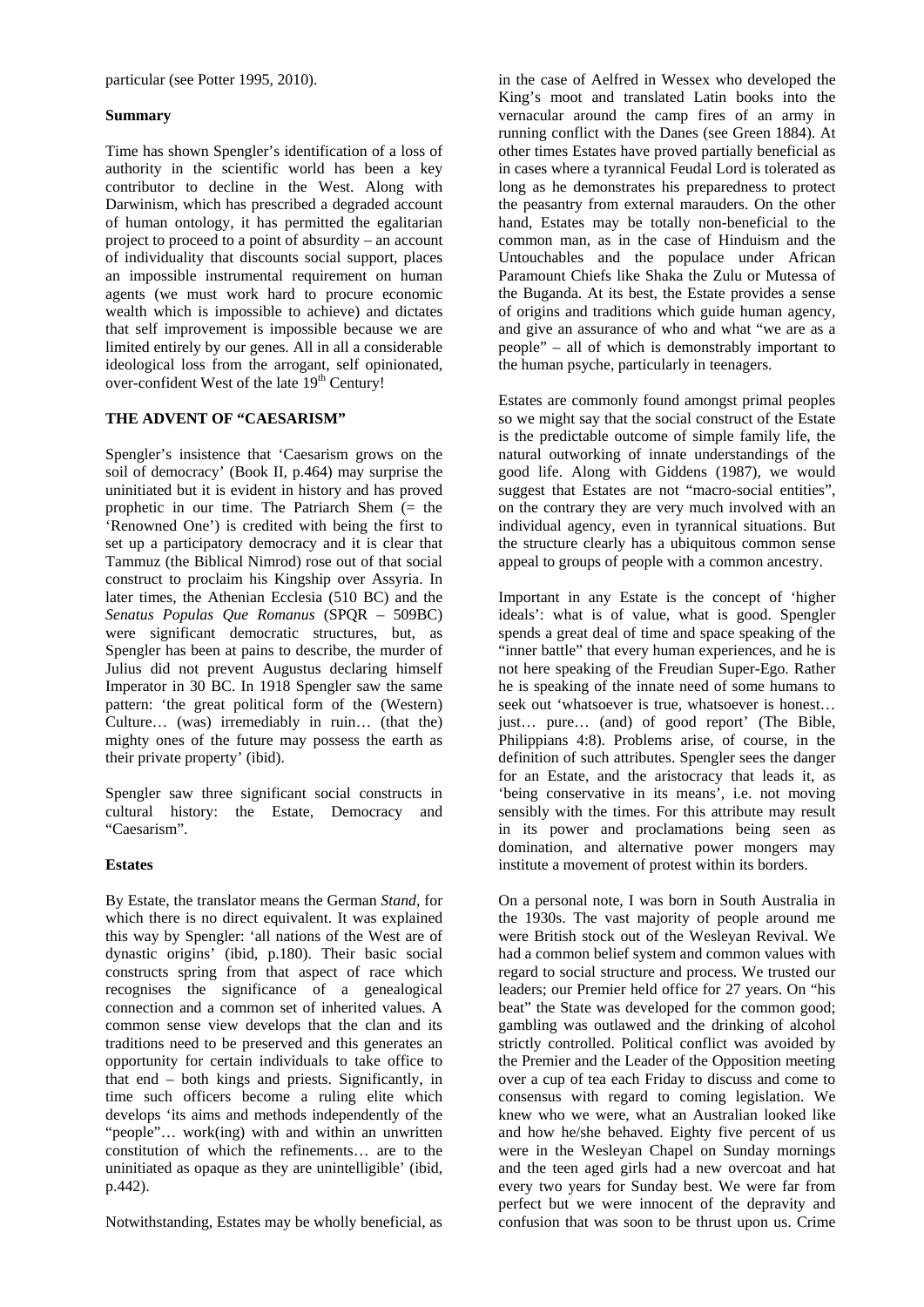particular (see Potter 1995, 2010).

### Summary

Time has shown Spengler's identification of a loss of authority in the scientific world has been a key contributor to decline in the West. Along with Darwinism, which has prescribed a degraded account of human ontology, it has permitted the egalitarian project to proceed to a point of absurdity – an account of individuality that discounts social support, places an impossible instrumental requirement on human agents (we must work hard to procure economic wealth which is impossible to achieve) and dictates that self improvement is impossible because we are limited entirely by our genes. All in all a considerable ideological loss from the arrogant, self opinionated, over-confident West of the late 19th Century!

## THE ADVENT OF "CAESARISM"

Spengler's insistence that 'Caesarism grows on the soil of democracy' (Book II, p.464) may surprise the uninitiated but it is evident in history and has proved prophetic in our time. The Patriarch Shem (= the 'Renowned One') is credited with being the first to set up a participatory democracy and it is clear that Tammuz (the Biblical Nimrod) rose out of that social construct to proclaim his Kingship over Assyria. In later times, the Athenian Ecclesia (510 BC) and the *Senatus Populas Que Romanus* (SPQR – 509BC) were significant democratic structures, but, as Spengler has been at pains to describe, the murder of Julius did not prevent Augustus declaring himself Imperator in 30 BC. In 1918 Spengler saw the same pattern: 'the great political form of the (Western) Culture… (was) irremediably in ruin… (that the) mighty ones of the future may possess the earth as their private property' (ibid).

Spengler saw three significant social constructs in cultural history: the Estate, Democracy and "Caesarism".

### Estates

By Estate, the translator means the German *Stand,* for which there is no direct equivalent. It was explained this way by Spengler: 'all nations of the West are of dynastic origins' (ibid, p.180). Their basic social constructs spring from that aspect of race which recognises the significance of a genealogical connection and a common set of inherited values. A common sense view develops that the clan and its traditions need to be preserved and this generates an opportunity for certain individuals to take office to that end – both kings and priests. Significantly, in time such officers become a ruling elite which develops 'its aims and methods independently of the "people"… work(ing) with and within an unwritten constitution of which the refinements… are to the uninitiated as opaque as they are unintelligible' (ibid, p.442).

Notwithstanding, Estates may be wholly beneficial, as in the case of Aelfred in Wessex who developed the King's moot and translated Latin books into the vernacular around the camp fires of an army in running conflict with the Danes (see Green 1884). At other times Estates have proved partially beneficial as in cases where a tyrannical Feudal Lord is tolerated as long as he demonstrates his preparedness to protect the peasantry from external marauders. On the other hand, Estates may be totally non-beneficial to the common man, as in the case of Hinduism and the Untouchables and the populace under African Paramount Chiefs like Shaka the Zulu or Mutessa of the Buganda. At its best, the Estate provides a sense of origins and traditions which guide human agency, and give an assurance of who and what "we are as a people" – all of which is demonstrably important to the human psyche, particularly in teenagers.

Estates are commonly found amongst primal peoples so we might say that the social construct of the Estate is the predictable outcome of simple family life, the natural outworking of innate understandings of the good life. Along with Giddens (1987), we would suggest that Estates are not "macro-social entities", on the contrary they are very much involved with an individual agency, even in tyrannical situations. But the structure clearly has a ubiquitous common sense appeal to groups of people with a common ancestry.

Important in any Estate is the concept of 'higher ideals': what is of value, what is good. Spengler spends a great deal of time and space speaking of the "inner battle" that every human experiences, and he is not here speaking of the Freudian Super-Ego. Rather he is speaking of the innate need of some humans to seek out 'whatsoever is true, whatsoever is honest… just… pure… (and) of good report' (The Bible, Philippians 4:8). Problems arise, of course, in the definition of such attributes. Spengler sees the danger for an Estate, and the aristocracy that leads it, as 'being conservative in its means', i.e. not moving sensibly with the times. For this attribute may result in its power and proclamations being seen as domination, and alternative power mongers may institute a movement of protest within its borders.

On a personal note, I was born in South Australia in the 1930s. The vast majority of people around me were British stock out of the Wesleyan Revival. We had a common belief system and common values with regard to social structure and process. We trusted our leaders; our Premier held office for 27 years. On "his beat" the State was developed for the common good; gambling was outlawed and the drinking of alcohol strictly controlled. Political conflict was avoided by the Premier and the Leader of the Opposition meeting over a cup of tea each Friday to discuss and come to consensus with regard to coming legislation. We knew who we were, what an Australian looked like and how he/she behaved. Eighty five percent of us were in the Wesleyan Chapel on Sunday mornings and the teen aged girls had a new overcoat and hat every two years for Sunday best. We were far from perfect but we were innocent of the depravity and confusion that was soon to be thrust upon us. Crime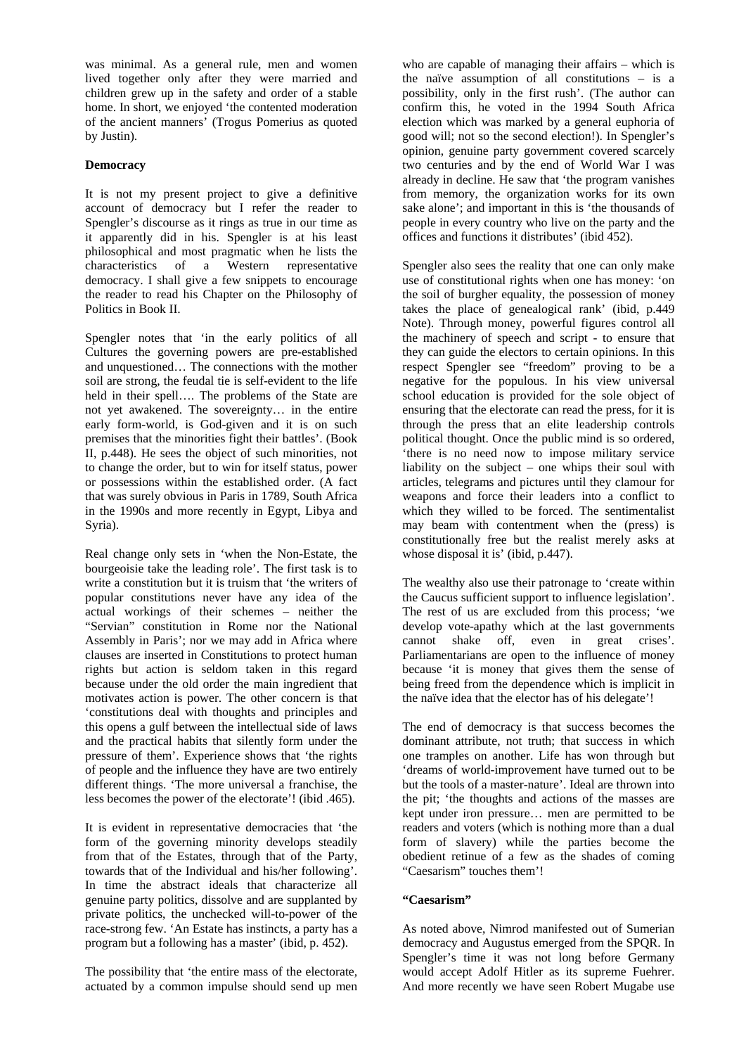was minimal. As a general rule, men and women lived together only after they were married and children grew up in the safety and order of a stable home. In short, we enjoyed 'the contented moderation of the ancient manners' (Trogus Pomerius as quoted by Justin).

**Democracy**

It is not my present project to give a definitive account of democracy but I refer the reader to Spengler's discourse as it rings as true in our time as it apparently did in his. Spengler is at his least philosophical and most pragmatic when he lists the characteristics of a Western representative democracy. I shall give a few snippets to encourage the reader to read his Chapter on the Philosophy of Politics in Book II.

Spengler notes that 'in the early politics of all Cultures the governing powers are pre-established and unquestioned… The connections with the mother soil are strong, the feudal tie is self-evident to the life held in their spell…. The problems of the State are not yet awakened. The sovereignty… in the entire early form-world, is God-given and it is on such premises that the minorities fight their battles'. (Book II, p.448). He sees the object of such minorities, not to change the order, but to win for itself status, power or possessions within the established order. (A fact that was surely obvious in Paris in 1789, South Africa in the 1990s and more recently in Egypt, Libya and Syria).

Real change only sets in 'when the Non-Estate, the bourgeoisie take the leading role'. The first task is to write a constitution but it is truism that 'the writers of popular constitutions never have any idea of the actual workings of their schemes – neither the "Servian" constitution in Rome nor the National Assembly in Paris'; nor we may add in Africa where clauses are inserted in Constitutions to protect human rights but action is seldom taken in this regard because under the old order the main ingredient that motivates action is power. The other concern is that 'constitutions deal with thoughts and principles and this opens a gulf between the intellectual side of laws and the practical habits that silently form under the pressure of them'. Experience shows that 'the rights of people and the influence they have are two entirely different things. 'The more universal a franchise, the less becomes the power of the electorate'! (ibid .465).

It is evident in representative democracies that 'the form of the governing minority develops steadily from that of the Estates, through that of the Party, towards that of the Individual and his/her following'. In time the abstract ideals that characterize all genuine party politics, dissolve and are supplanted by private politics, the unchecked will-to-power of the race-strong few. 'An Estate has instincts, a party has a program but a following has a master' (ibid, p. 452).

The possibility that 'the entire mass of the electorate, actuated by a common impulse should send up men who are capable of managing their affairs – which is the naïve assumption of all constitutions – is a possibility, only in the first rush'. (The author can confirm this, he voted in the 1994 South Africa election which was marked by a general euphoria of good will; not so the second election!). In Spengler's opinion, genuine party government covered scarcely two centuries and by the end of World War I was already in decline. He saw that 'the program vanishes from memory, the organization works for its own sake alone'; and important in this is 'the thousands of people in every country who live on the party and the offices and functions it distributes' (ibid 452).

Spengler also sees the reality that one can only make use of constitutional rights when one has money: 'on the soil of burgher equality, the possession of money takes the place of genealogical rank' (ibid, p.449 Note). Through money, powerful figures control all the machinery of speech and script - to ensure that they can guide the electors to certain opinions. In this respect Spengler see "freedom" proving to be a negative for the populous. In his view universal school education is provided for the sole object of ensuring that the electorate can read the press, for it is through the press that an elite leadership controls political thought. Once the public mind is so ordered, 'there is no need now to impose military service liability on the subject – one whips their soul with articles, telegrams and pictures until they clamour for weapons and force their leaders into a conflict to which they willed to be forced. The sentimentalist may beam with contentment when the (press) is constitutionally free but the realist merely asks at whose disposal it is' (ibid, p.447).

The wealthy also use their patronage to 'create within the Caucus sufficient support to influence legislation'. The rest of us are excluded from this process; 'we develop vote-apathy which at the last governments cannot shake off, even in great crises'. Parliamentarians are open to the influence of money because 'it is money that gives them the sense of being freed from the dependence which is implicit in the naïve idea that the elector has of his delegate'!

The end of democracy is that success becomes the dominant attribute, not truth; that success in which one tramples on another. Life has won through but 'dreams of world-improvement have turned out to be but the tools of a master-nature'. Ideal are thrown into the pit; 'the thoughts and actions of the masses are kept under iron pressure… men are permitted to be readers and voters (which is nothing more than a dual form of slavery) while the parties become the obedient retinue of a few as the shades of coming "Caesarism" touches them'!

**"Caesarism"**

As noted above, Nimrod manifested out of Sumerian democracy and Augustus emerged from the SPQR. In Spengler's time it was not long before Germany would accept Adolf Hitler as its supreme Fuehrer. And more recently we have seen Robert Mugabe use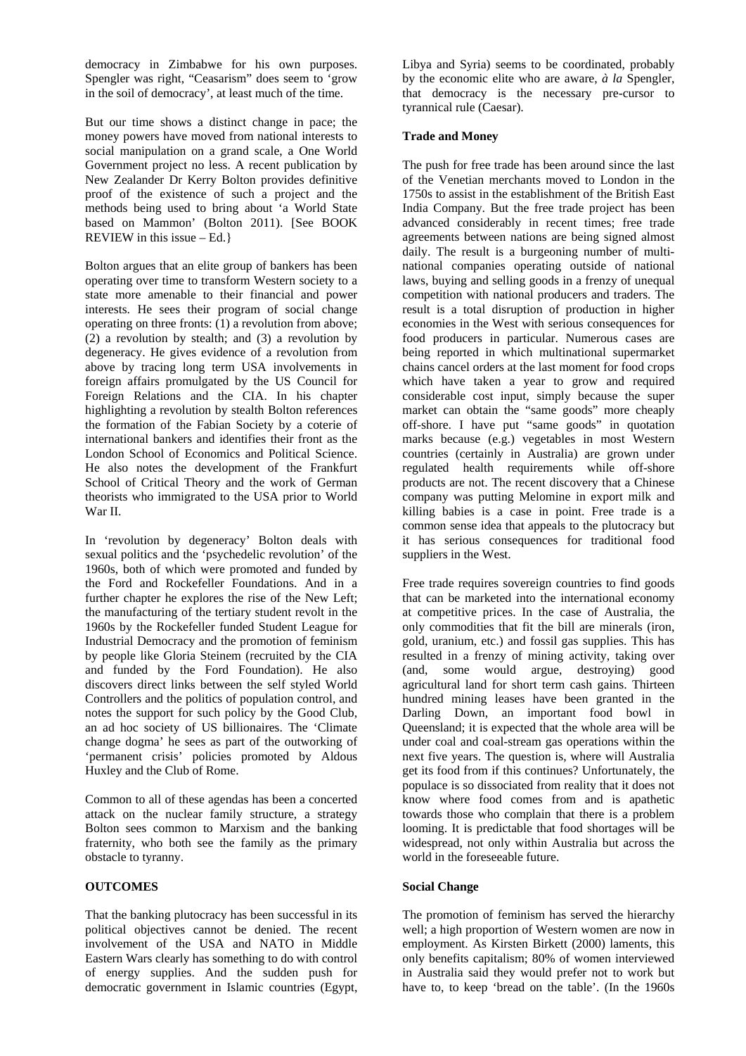democracy in Zimbabwe for his own purposes. Spengler was right, "Ceasarism" does seem to 'grow in the soil of democracy', at least much of the time.

But our time shows a distinct change in pace; the money powers have moved from national interests to social manipulation on a grand scale, a One World Government project no less. A recent publication by New Zealander Dr Kerry Bolton provides definitive proof of the existence of such a project and the methods being used to bring about 'a World State based on Mammon' (Bolton 2011). [See BOOK REVIEW in this issue – Ed.}

Bolton argues that an elite group of bankers has been operating over time to transform Western society to a state more amenable to their financial and power interests. He sees their program of social change operating on three fronts: (1) a revolution from above; (2) a revolution by stealth; and (3) a revolution by degeneracy. He gives evidence of a revolution from above by tracing long term USA involvements in foreign affairs promulgated by the US Council for Foreign Relations and the CIA. In his chapter highlighting a revolution by stealth Bolton references the formation of the Fabian Society by a coterie of international bankers and identifies their front as the London School of Economics and Political Science. He also notes the development of the Frankfurt School of Critical Theory and the work of German theorists who immigrated to the USA prior to World War II.

In 'revolution by degeneracy' Bolton deals with sexual politics and the 'psychedelic revolution' of the 1960s, both of which were promoted and funded by the Ford and Rockefeller Foundations. And in a further chapter he explores the rise of the New Left; the manufacturing of the tertiary student revolt in the 1960s by the Rockefeller funded Student League for Industrial Democracy and the promotion of feminism by people like Gloria Steinem (recruited by the CIA and funded by the Ford Foundation). He also discovers direct links between the self styled World Controllers and the politics of population control, and notes the support for such policy by the Good Club, an ad hoc society of US billionaires. The 'Climate change dogma' he sees as part of the outworking of 'permanent crisis' policies promoted by Aldous Huxley and the Club of Rome.

Common to all of these agendas has been a concerted attack on the nuclear family structure, a strategy Bolton sees common to Marxism and the banking fraternity, who both see the family as the primary obstacle to tyranny.

## OUTCOMES

That the banking plutocracy has been successful in its political objectives cannot be denied. The recent involvement of the USA and NATO in Middle Eastern Wars clearly has something to do with control of energy supplies. And the sudden push for democratic government in Islamic countries (Egypt, Libya and Syria) seems to be coordinated, probably by the economic elite who are aware, *à la* Spengler, that democracy is the necessary pre-cursor to tyrannical rule (Caesar).

### Trade and Money

The push for free trade has been around since the last of the Venetian merchants moved to London in the 1750s to assist in the establishment of the British East India Company. But the free trade project has been advanced considerably in recent times; free trade agreements between nations are being signed almost daily. The result is a burgeoning number of multi-national companies operating outside of national laws, buying and selling goods in a frenzy of unequal competition with national producers and traders. The result is a total disruption of production in higher economies in the West with serious consequences for food producers in particular. Numerous cases are being reported in which multinational supermarket chains cancel orders at the last moment for food crops which have taken a year to grow and required considerable cost input, simply because the super market can obtain the "same goods" more cheaply off-shore. I have put "same goods" in quotation marks because (e.g.) vegetables in most Western countries (certainly in Australia) are grown under regulated health requirements while off-shore products are not. The recent discovery that a Chinese company was putting Melomine in export milk and killing babies is a case in point. Free trade is a common sense idea that appeals to the plutocracy but it has serious consequences for traditional food suppliers in the West.

Free trade requires sovereign countries to find goods that can be marketed into the international economy at competitive prices. In the case of Australia, the only commodities that fit the bill are minerals (iron, gold, uranium, etc.) and fossil gas supplies. This has resulted in a frenzy of mining activity, taking over (and, some would argue, destroying) good agricultural land for short term cash gains. Thirteen hundred mining leases have been granted in the Darling Down, an important food bowl in Queensland; it is expected that the whole area will be under coal and coal-stream gas operations within the next five years. The question is, where will Australia get its food from if this continues? Unfortunately, the populace is so dissociated from reality that it does not know where food comes from and is apathetic towards those who complain that there is a problem looming. It is predictable that food shortages will be widespread, not only within Australia but across the world in the foreseeable future.

### Social Change

The promotion of feminism has served the hierarchy well; a high proportion of Western women are now in employment. As Kirsten Birkett (2000) laments, this only benefits capitalism; 80% of women interviewed in Australia said they would prefer not to work but have to, to keep 'bread on the table'. (In the 1960s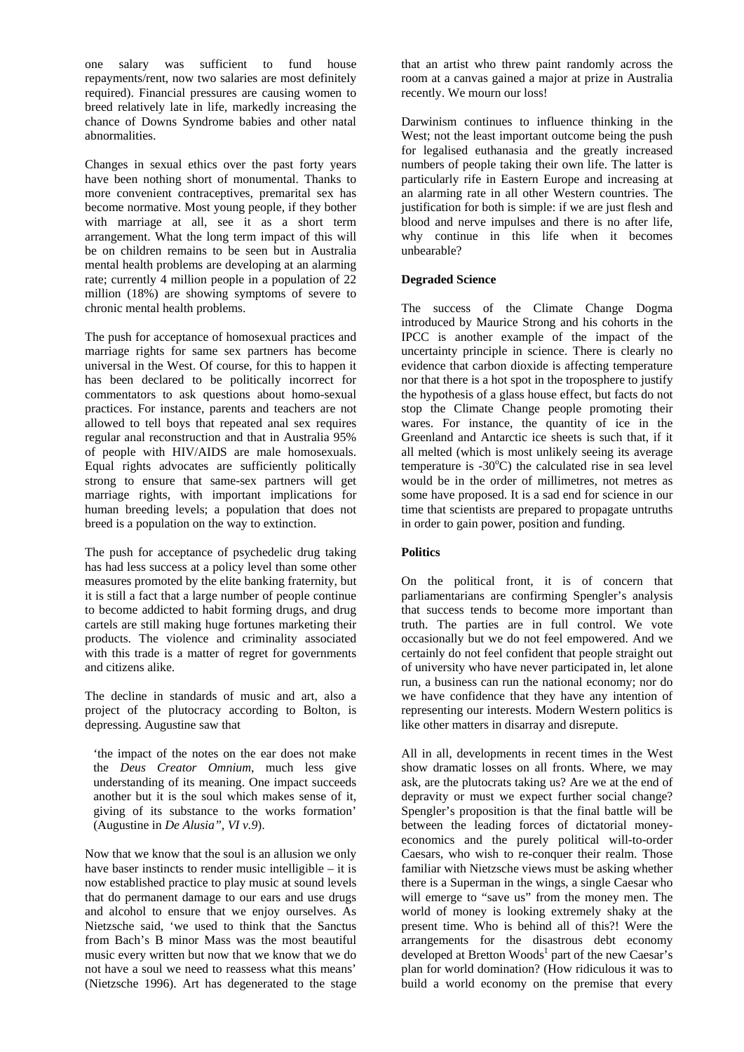one salary was sufficient to fund house repayments/rent, now two salaries are most definitely required). Financial pressures are causing women to breed relatively late in life, markedly increasing the chance of Downs Syndrome babies and other natal abnormalities.

Changes in sexual ethics over the past forty years have been nothing short of monumental. Thanks to more convenient contraceptives, premarital sex has become normative. Most young people, if they bother with marriage at all, see it as a short term arrangement. What the long term impact of this will be on children remains to be seen but in Australia mental health problems are developing at an alarming rate; currently 4 million people in a population of 22 million (18%) are showing symptoms of severe to chronic mental health problems.

The push for acceptance of homosexual practices and marriage rights for same sex partners has become universal in the West. Of course, for this to happen it has been declared to be politically incorrect for commentators to ask questions about homo-sexual practices. For instance, parents and teachers are not allowed to tell boys that repeated anal sex requires regular anal reconstruction and that in Australia 95% of people with HIV/AIDS are male homosexuals. Equal rights advocates are sufficiently politically strong to ensure that same-sex partners will get marriage rights, with important implications for human breeding levels; a population that does not breed is a population on the way to extinction.

The push for acceptance of psychedelic drug taking has had less success at a policy level than some other measures promoted by the elite banking fraternity, but it is still a fact that a large number of people continue to become addicted to habit forming drugs, and drug cartels are still making huge fortunes marketing their products. The violence and criminality associated with this trade is a matter of regret for governments and citizens alike.

The decline in standards of music and art, also a project of the plutocracy according to Bolton, is depressing. Augustine saw that

> 'the impact of the notes on the ear does not make the *Deus Creator Omnium*, much less give understanding of its meaning. One impact succeeds another but it is the soul which makes sense of it, giving of its substance to the works formation' (Augustine in *De Alusia", VI v.9*).

Now that we know that the soul is an allusion we only have baser instincts to render music intelligible – it is now established practice to play music at sound levels that do permanent damage to our ears and use drugs and alcohol to ensure that we enjoy ourselves. As Nietzsche said, 'we used to think that the Sanctus from Bach's B minor Mass was the most beautiful music every written but now that we know that we do not have a soul we need to reassess what this means' (Nietzsche 1996). Art has degenerated to the stage that an artist who threw paint randomly across the room at a canvas gained a major at prize in Australia recently. We mourn our loss!

Darwinism continues to influence thinking in the West; not the least important outcome being the push for legalised euthanasia and the greatly increased numbers of people taking their own life. The latter is particularly rife in Eastern Europe and increasing at an alarming rate in all other Western countries. The justification for both is simple: if we are just flesh and blood and nerve impulses and there is no after life, why continue in this life when it becomes unbearable?

**Degraded Science**

The success of the Climate Change Dogma introduced by Maurice Strong and his cohorts in the IPCC is another example of the impact of the uncertainty principle in science. There is clearly no evidence that carbon dioxide is affecting temperature nor that there is a hot spot in the troposphere to justify the hypothesis of a glass house effect, but facts do not stop the Climate Change people promoting their wares. For instance, the quantity of ice in the Greenland and Antarctic ice sheets is such that, if it all melted (which is most unlikely seeing its average temperature is -30°C) the calculated rise in sea level would be in the order of millimetres, not metres as some have proposed. It is a sad end for science in our time that scientists are prepared to propagate untruths in order to gain power, position and funding.

**Politics**

On the political front, it is of concern that parliamentarians are confirming Spengler's analysis that success tends to become more important than truth. The parties are in full control. We vote occasionally but we do not feel empowered. And we certainly do not feel confident that people straight out of university who have never participated in, let alone run, a business can run the national economy; nor do we have confidence that they have any intention of representing our interests. Modern Western politics is like other matters in disarray and disrepute.

All in all, developments in recent times in the West show dramatic losses on all fronts. Where, we may ask, are the plutocrats taking us? Are we at the end of depravity or must we expect further social change? Spengler's proposition is that the final battle will be between the leading forces of dictatorial money-economics and the purely political will-to-order Caesars, who wish to re-conquer their realm. Those familiar with Nietzsche views must be asking whether there is a Superman in the wings, a single Caesar who will emerge to "save us" from the money men. The world of money is looking extremely shaky at the present time. Who is behind all of this?! Were the arrangements for the disastrous debt economy developed at Bretton Woods[1] part of the new Caesar's plan for world domination? (How ridiculous it was to build a world economy on the premise that every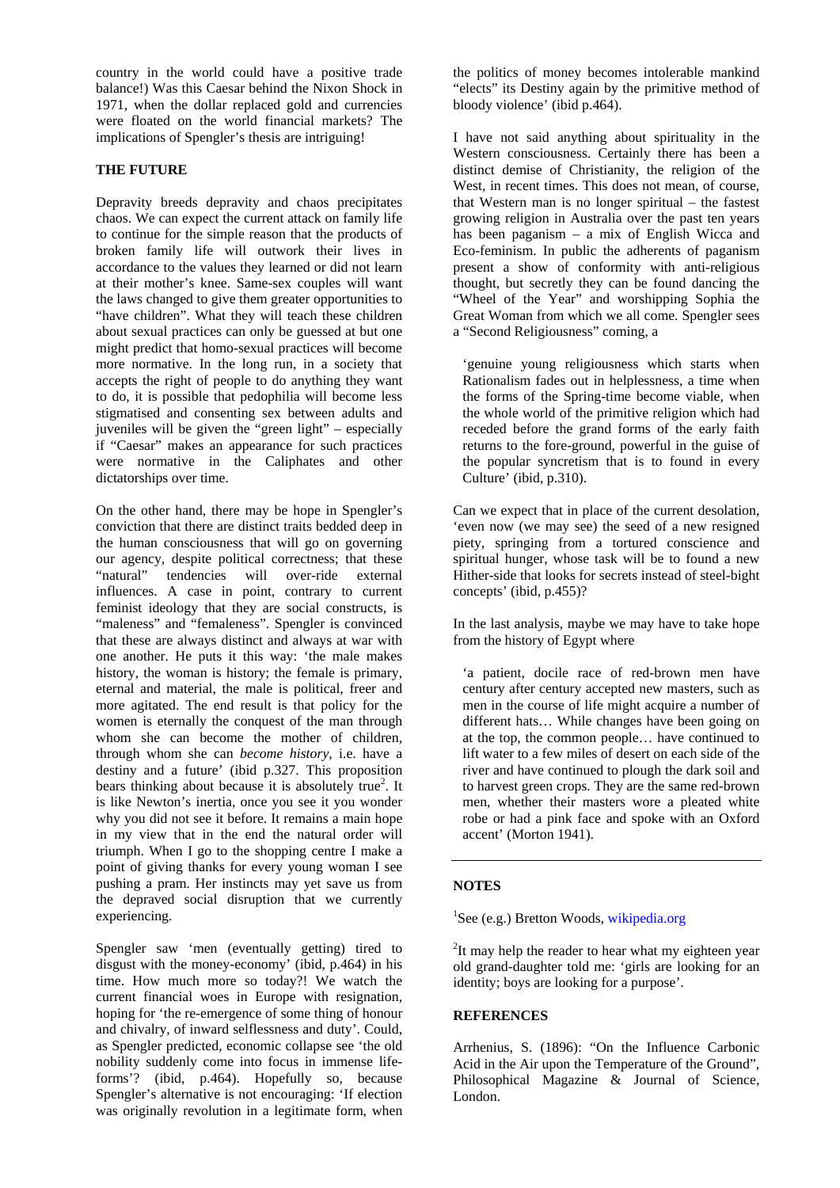country in the world could have a positive trade balance!) Was this Caesar behind the Nixon Shock in 1971, when the dollar replaced gold and currencies were floated on the world financial markets? The implications of Spengler's thesis are intriguing!

**THE FUTURE**

Depravity breeds depravity and chaos precipitates chaos. We can expect the current attack on family life to continue for the simple reason that the products of broken family life will outwork their lives in accordance to the values they learned or did not learn at their mother's knee. Same-sex couples will want the laws changed to give them greater opportunities to "have children". What they will teach these children about sexual practices can only be guessed at but one might predict that homo-sexual practices will become more normative. In the long run, in a society that accepts the right of people to do anything they want to do, it is possible that pedophilia will become less stigmatised and consenting sex between adults and juveniles will be given the "green light" – especially if "Caesar" makes an appearance for such practices were normative in the Caliphates and other dictatorships over time.

On the other hand, there may be hope in Spengler's conviction that there are distinct traits bedded deep in the human consciousness that will go on governing our agency, despite political correctness; that these "natural" tendencies will over-ride external influences. A case in point, contrary to current feminist ideology that they are social constructs, is "maleness" and "femaleness". Spengler is convinced that these are always distinct and always at war with one another. He puts it this way: 'the male makes history, the woman is history; the female is primary, eternal and material, the male is political, freer and more agitated. The end result is that policy for the women is eternally the conquest of the man through whom she can become the mother of children, through whom she can *become history*, i.e. have a destiny and a future' (ibid p.327. This proposition bears thinking about because it is absolutely true[2]. It is like Newton's inertia, once you see it you wonder why you did not see it before. It remains a main hope in my view that in the end the natural order will triumph. When I go to the shopping centre I make a point of giving thanks for every young woman I see pushing a pram. Her instincts may yet save us from the depraved social disruption that we currently experiencing.

Spengler saw 'men (eventually getting) tired to disgust with the money-economy' (ibid, p.464) in his time. How much more so today?! We watch the current financial woes in Europe with resignation, hoping for 'the re-emergence of some thing of honour and chivalry, of inward selflessness and duty'. Could, as Spengler predicted, economic collapse see 'the old nobility suddenly come into focus in immense life-forms'? (ibid, p.464). Hopefully so, because Spengler's alternative is not encouraging: 'If election was originally revolution in a legitimate form, when the politics of money becomes intolerable mankind "elects" its Destiny again by the primitive method of bloody violence' (ibid p.464).

I have not said anything about spirituality in the Western consciousness. Certainly there has been a distinct demise of Christianity, the religion of the West, in recent times. This does not mean, of course, that Western man is no longer spiritual – the fastest growing religion in Australia over the past ten years has been paganism – a mix of English Wicca and Eco-feminism. In public the adherents of paganism present a show of conformity with anti-religious thought, but secretly they can be found dancing the "Wheel of the Year" and worshipping Sophia the Great Woman from which we all come. Spengler sees a "Second Religiousness" coming, a

> 'genuine young religiousness which starts when Rationalism fades out in helplessness, a time when the forms of the Spring-time become viable, when the whole world of the primitive religion which had receded before the grand forms of the early faith returns to the fore-ground, powerful in the guise of the popular syncretism that is to found in every Culture' (ibid, p.310).

Can we expect that in place of the current desolation, 'even now (we may see) the seed of a new resigned piety, springing from a tortured conscience and spiritual hunger, whose task will be to found a new Hither-side that looks for secrets instead of steel-bight concepts' (ibid, p.455)?

In the last analysis, maybe we may have to take hope from the history of Egypt where

> 'a patient, docile race of red-brown men have century after century accepted new masters, such as men in the course of life might acquire a number of different hats… While changes have been going on at the top, the common people… have continued to lift water to a few miles of desert on each side of the river and have continued to plough the dark soil and to harvest green crops. They are the same red-brown men, whether their masters wore a pleated white robe or had a pink face and spoke with an Oxford accent' (Morton 1941).

---

**NOTES**

[1]See (e.g.) Bretton Woods, wikipedia.org

[2]It may help the reader to hear what my eighteen year old grand-daughter told me: 'girls are looking for an identity; boys are looking for a purpose'.

**REFERENCES**

Arrhenius, S. (1896): "On the Influence Carbonic Acid in the Air upon the Temperature of the Ground", Philosophical Magazine & Journal of Science, London.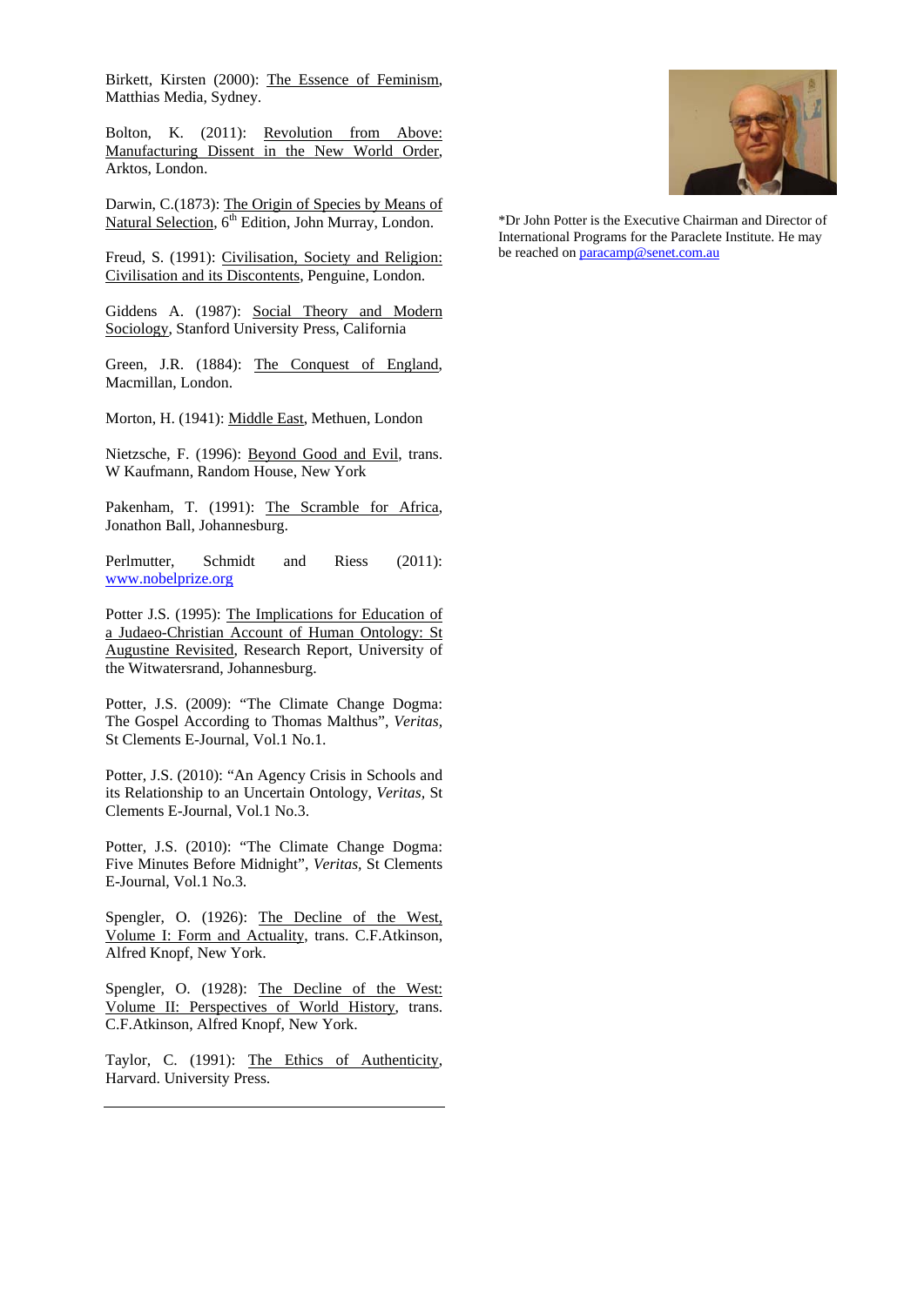Birkett, Kirsten (2000): The Essence of Feminism, Matthias Media, Sydney.

Bolton, K. (2011): Revolution from Above: Manufacturing Dissent in the New World Order, Arktos, London.

Darwin, C.(1873): The Origin of Species by Means of Natural Selection, 6th Edition, John Murray, London.

Freud, S. (1991): Civilisation, Society and Religion: Civilisation and its Discontents, Penguine, London.

Giddens A. (1987): Social Theory and Modern Sociology, Stanford University Press, California

Green, J.R. (1884): The Conquest of England, Macmillan, London.

Morton, H. (1941): Middle East, Methuen, London

Nietzsche, F. (1996): Beyond Good and Evil, trans. W Kaufmann, Random House, New York

Pakenham, T. (1991): The Scramble for Africa, Jonathon Ball, Johannesburg.

Perlmutter, Schmidt and Riess (2011): www.nobelprize.org

Potter J.S. (1995): The Implications for Education of a Judaeo-Christian Account of Human Ontology: St Augustine Revisited, Research Report, University of the Witwatersrand, Johannesburg.

Potter, J.S. (2009): "The Climate Change Dogma: The Gospel According to Thomas Malthus", *Veritas*, St Clements E-Journal, Vol.1 No.1.

Potter, J.S. (2010): "An Agency Crisis in Schools and its Relationship to an Uncertain Ontology, *Veritas*, St Clements E-Journal, Vol.1 No.3.

Potter, J.S. (2010): "The Climate Change Dogma: Five Minutes Before Midnight", *Veritas*, St Clements E-Journal, Vol.1 No.3.

Spengler, O. (1926): The Decline of the West, Volume I: Form and Actuality, trans. C.F.Atkinson, Alfred Knopf, New York.

Spengler, O. (1928): The Decline of the West: Volume II: Perspectives of World History, trans. C.F.Atkinson, Alfred Knopf, New York.

Taylor, C. (1991): The Ethics of Authenticity, Harvard. University Press.

---

*Dr John Potter is the Executive Chairman and Director of International Programs for the Paraclete Institute. He may be reached on paracamp@senet.com.au